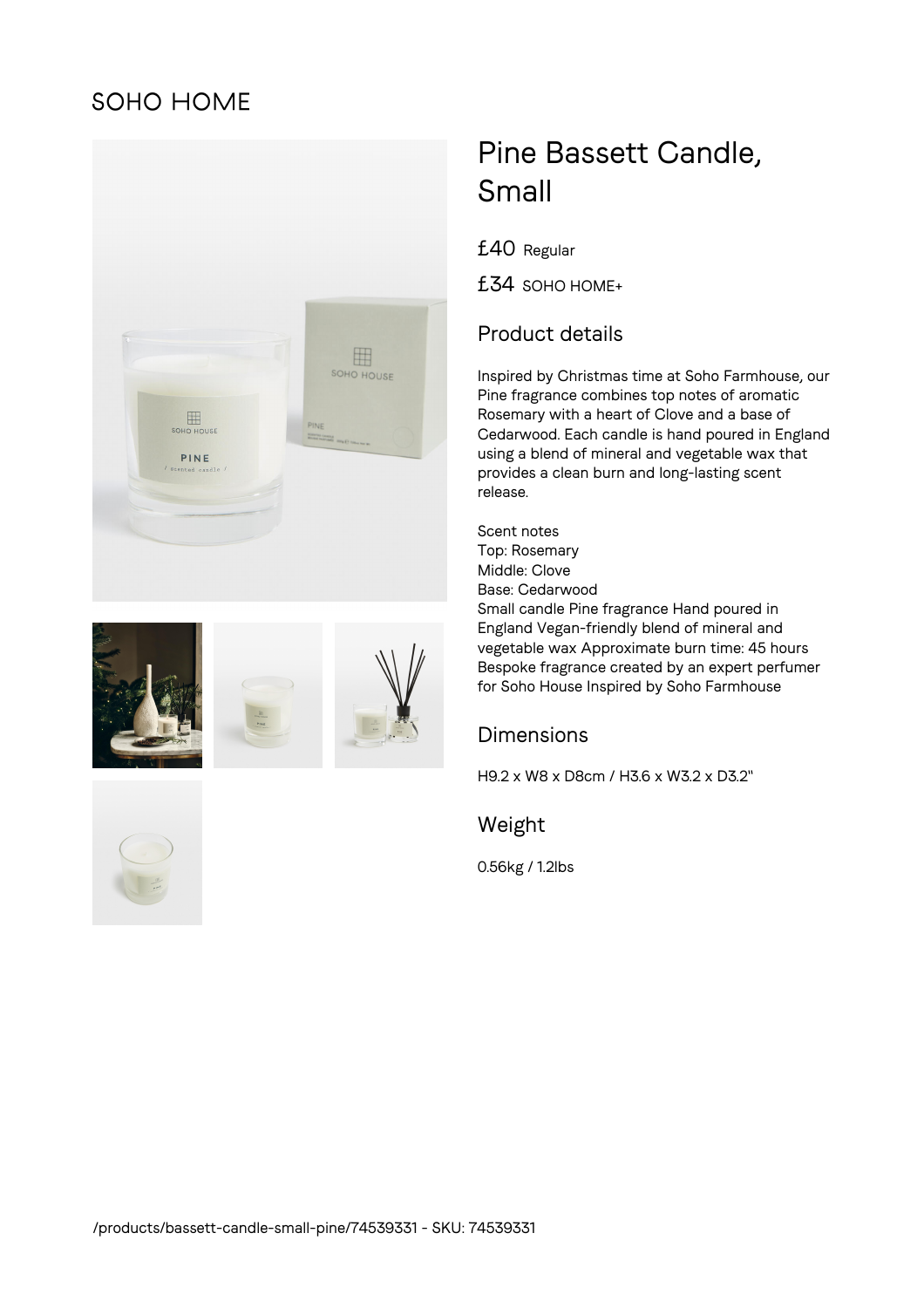SOHO HOME

# Pine Bassett Candle, Small

£40 Regular

£34 SOHO HOME+

## Product details

Inspired by Christmas time at Soho Farmhouse, our Pine fragrance combines top notes of aromatic Rosemary with a heart of Clove and a base of Cedarwood. Each candle is hand poured in England using a blend of mineral and vegetable wax that provides a clean burn and long-lasting scent release.

Scent notes
Top: Rosemary
Middle: Clove
Base: Cedarwood
Small candle Pine fragrance Hand poured in England Vegan-friendly blend of mineral and vegetable wax Approximate burn time: 45 hours Bespoke fragrance created by an expert perfumer for Soho House Inspired by Soho Farmhouse

## Dimensions

H9.2 x W8 x D8cm / H3.6 x W3.2 x D3.2"

## Weight

0.56kg / 1.2lbs

/products/bassett-candle-small-pine/74539331 - SKU: 74539331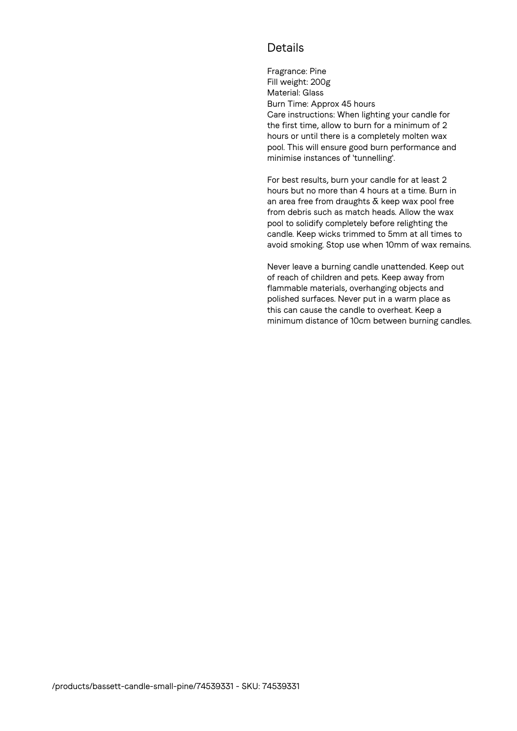## Details

Fragrance: Pine
Fill weight: 200g
Material: Glass
Burn Time: Approx 45 hours
Care instructions: When lighting your candle for the first time, allow to burn for a minimum of 2 hours or until there is a completely molten wax pool. This will ensure good burn performance and minimise instances of 'tunnelling'.

For best results, burn your candle for at least 2 hours but no more than 4 hours at a time. Burn in an area free from draughts & keep wax pool free from debris such as match heads. Allow the wax pool to solidify completely before relighting the candle. Keep wicks trimmed to 5mm at all times to avoid smoking. Stop use when 10mm of wax remains.

Never leave a burning candle unattended. Keep out of reach of children and pets. Keep away from flammable materials, overhanging objects and polished surfaces. Never put in a warm place as this can cause the candle to overheat. Keep a minimum distance of 10cm between burning candles.

/products/bassett-candle-small-pine/74539331 - SKU: 74539331